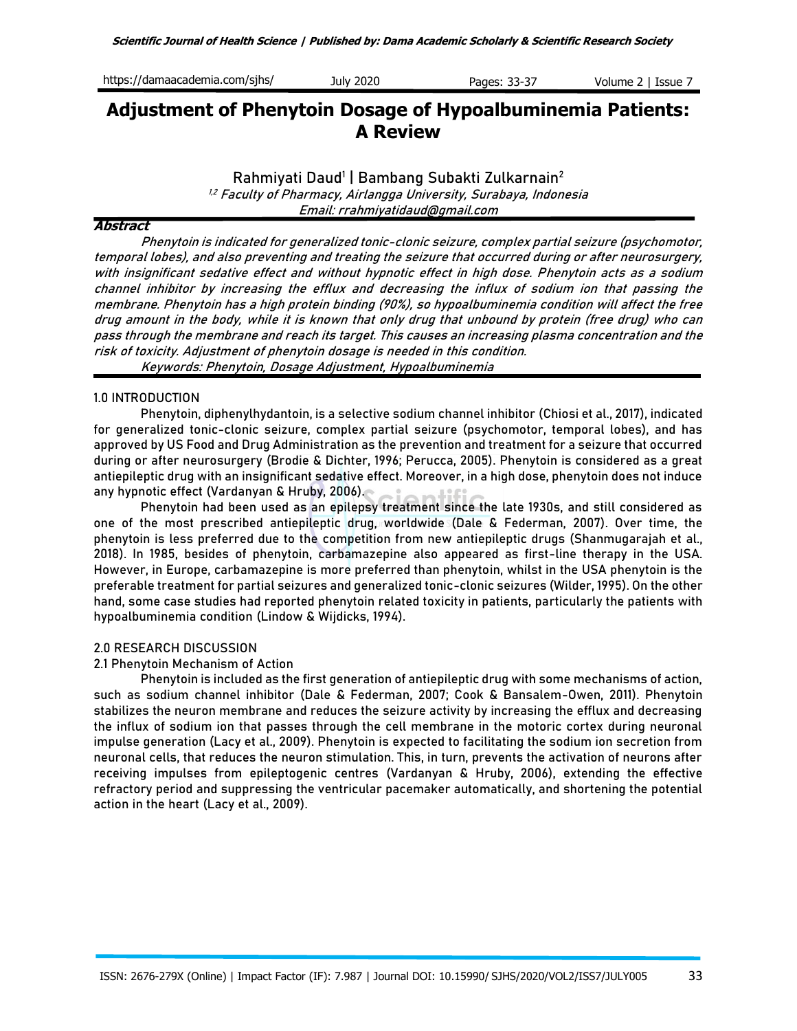# Adjustment of Phenytoin Dosage of Hypoalbuminemia Patients: A Review

Rahmiyati Daud[1] | Bambang Subakti Zulkarnain[2]

[1,2] *Faculty of Pharmacy, Airlangga University, Surabaya, Indonesia*

*Email: rrahmiyatidaud@gmail.com*

### Abstract

*Phenytoin is indicated for generalized tonic-clonic seizure, complex partial seizure (psychomotor, temporal lobes), and also preventing and treating the seizure that occurred during or after neurosurgery, with insignificant sedative effect and without hypnotic effect in high dose. Phenytoin acts as a sodium channel inhibitor by increasing the efflux and decreasing the influx of sodium ion that passing the membrane. Phenytoin has a high protein binding (90%), so hypoalbuminemia condition will affect the free drug amount in the body, while it is known that only drug that unbound by protein (free drug) who can pass through the membrane and reach its target. This causes an increasing plasma concentration and the risk of toxicity. Adjustment of phenytoin dosage is needed in this condition.*

*Keywords: Phenytoin, Dosage Adjustment, Hypoalbuminemia*

## 1.0 INTRODUCTION

Phenytoin, diphenylhydantoin, is a selective sodium channel inhibitor (Chiosi et al., 2017), indicated for generalized tonic-clonic seizure, complex partial seizure (psychomotor, temporal lobes), and has approved by US Food and Drug Administration as the prevention and treatment for a seizure that occurred during or after neurosurgery (Brodie & Dichter, 1996; Perucca, 2005). Phenytoin is considered as a great antiepileptic drug with an insignificant sedative effect. Moreover, in a high dose, phenytoin does not induce any hypnotic effect (Vardanyan & Hruby, 2006).

Phenytoin had been used as an epilepsy treatment since the late 1930s, and still considered as one of the most prescribed antiepileptic drug, worldwide (Dale & Federman, 2007). Over time, the phenytoin is less preferred due to the competition from new antiepileptic drugs (Shanmugarajah et al., 2018). In 1985, besides of phenytoin, carbamazepine also appeared as first-line therapy in the USA. However, in Europe, carbamazepine is more preferred than phenytoin, whilst in the USA phenytoin is the preferable treatment for partial seizures and generalized tonic-clonic seizures (Wilder, 1995). On the other hand, some case studies had reported phenytoin related toxicity in patients, particularly the patients with hypoalbuminemia condition (Lindow & Wijdicks, 1994).

## 2.0 RESEARCH DISCUSSION

### 2.1 Phenytoin Mechanism of Action

Phenytoin is included as the first generation of antiepileptic drug with some mechanisms of action, such as sodium channel inhibitor (Dale & Federman, 2007; Cook & Bansalem-Owen, 2011). Phenytoin stabilizes the neuron membrane and reduces the seizure activity by increasing the efflux and decreasing the influx of sodium ion that passes through the cell membrane in the motoric cortex during neuronal impulse generation (Lacy et al., 2009). Phenytoin is expected to facilitating the sodium ion secretion from neuronal cells, that reduces the neuron stimulation. This, in turn, prevents the activation of neurons after receiving impulses from epileptogenic centres (Vardanyan & Hruby, 2006), extending the effective refractory period and suppressing the ventricular pacemaker automatically, and shortening the potential action in the heart (Lacy et al., 2009).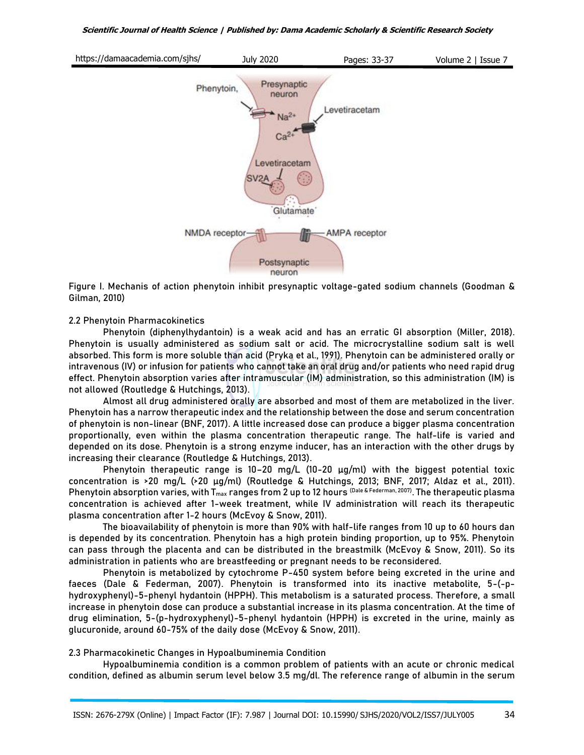Figure I. Mechanis of action phenytoin inhibit presynaptic voltage-gated sodium channels (Goodman & Gilman, 2010)

### 2.2 Phenytoin Pharmacokinetics

Phenytoin (diphenylhydantoin) is a weak acid and has an erratic GI absorption (Miller, 2018). Phenytoin is usually administered as sodium salt or acid. The microcrystalline sodium salt is well absorbed. This form is more soluble than acid (Pryka et al., 1991). Phenytoin can be administered orally or intravenous (IV) or infusion for patients who cannot take an oral drug and/or patients who need rapid drug effect. Phenytoin absorption varies after intramuscular (IM) administration, so this administration (IM) is not allowed (Routledge & Hutchings, 2013).

Almost all drug administered orally are absorbed and most of them are metabolized in the liver. Phenytoin has a narrow therapeutic index and the relationship between the dose and serum concentration of phenytoin is non-linear (BNF, 2017). A little increased dose can produce a bigger plasma concentration proportionally, even within the plasma concentration therapeutic range. The half-life is varied and depended on its dose. Phenytoin is a strong enzyme inducer, has an interaction with the other drugs by increasing their clearance (Routledge & Hutchings, 2013).

Phenytoin therapeutic range is 10–20 mg/L (10-20 µg/ml) with the biggest potential toxic concentration is >20 mg/L (>20 µg/ml) (Routledge & Hutchings, 2013; BNF, 2017; Aldaz et al., 2011). Phenytoin absorption varies, with $T_{max}$ ranges from 2 up to 12 hours [Dale & Federman, 2007]. The therapeutic plasma concentration is achieved after 1-week treatment, while IV administration will reach its therapeutic plasma concentration after 1-2 hours (McEvoy & Snow, 2011).

The bioavailability of phenytoin is more than 90% with half-life ranges from 10 up to 60 hours dan is depended by its concentration. Phenytoin has a high protein binding proportion, up to 95%. Phenytoin can pass through the placenta and can be distributed in the breastmilk (McEvoy & Snow, 2011). So its administration in patients who are breastfeeding or pregnant needs to be reconsidered.

Phenytoin is metabolized by cytochrome P-450 system before being excreted in the urine and faeces (Dale & Federman, 2007). Phenytoin is transformed into its inactive metabolite, 5-(-p-hydroxyphenyl)-5-phenyl hydantoin (HPPH). This metabolism is a saturated process. Therefore, a small increase in phenytoin dose can produce a substantial increase in its plasma concentration. At the time of drug elimination, 5-(p-hydroxyphenyl)-5-phenyl hydantoin (HPPH) is excreted in the urine, mainly as glucuronide, around 60-75% of the daily dose (McEvoy & Snow, 2011).

### 2.3 Pharmacokinetic Changes in Hypoalbuminemia Condition

Hypoalbuminemia condition is a common problem of patients with an acute or chronic medical condition, defined as albumin serum level below 3.5 mg/dl. The reference range of albumin in the serum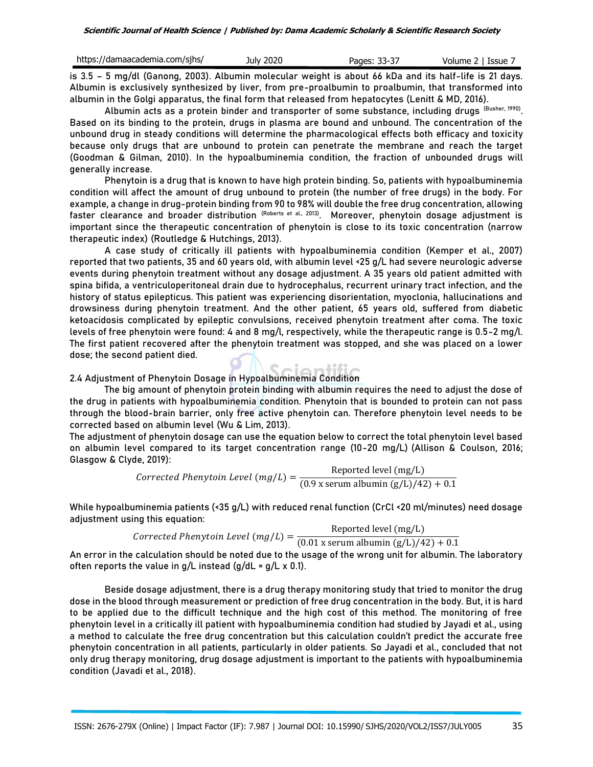is 3.5 – 5 mg/dl (Ganong, 2003). Albumin molecular weight is about 66 kDa and its half-life is 21 days. Albumin is exclusively synthesized by liver, from pre-proalbumin to proalbumin, that transformed into albumin in the Golgi apparatus, the final form that released from hepatocytes (Lenitt & MD, 2016).

Albumin acts as a protein binder and transporter of some substance, including drugs (Busher, 1990). Based on its binding to the protein, drugs in plasma are bound and unbound. The concentration of the unbound drug in steady conditions will determine the pharmacological effects both efficacy and toxicity because only drugs that are unbound to protein can penetrate the membrane and reach the target (Goodman & Gilman, 2010). In the hypoalbuminemia condition, the fraction of unbounded drugs will generally increase.

Phenytoin is a drug that is known to have high protein binding. So, patients with hypoalbuminemia condition will affect the amount of drug unbound to protein (the number of free drugs) in the body. For example, a change in drug-protein binding from 90 to 98% will double the free drug concentration, allowing faster clearance and broader distribution (Roberts et al., 2013). Moreover, phenytoin dosage adjustment is important since the therapeutic concentration of phenytoin is close to its toxic concentration (narrow therapeutic index) (Routledge & Hutchings, 2013).

A case study of critically ill patients with hypoalbuminemia condition (Kemper et al., 2007) reported that two patients, 35 and 60 years old, with albumin level <25 g/L had severe neurologic adverse events during phenytoin treatment without any dosage adjustment. A 35 years old patient admitted with spina bifida, a ventriculoperitoneal drain due to hydrocephalus, recurrent urinary tract infection, and the history of status epilepticus. This patient was experiencing disorientation, myoclonia, hallucinations and drowsiness during phenytoin treatment. And the other patient, 65 years old, suffered from diabetic ketoacidosis complicated by epileptic convulsions, received phenytoin treatment after coma. The toxic levels of free phenytoin were found: 4 and 8 mg/l, respectively, while the therapeutic range is 0.5-2 mg/l. The first patient recovered after the phenytoin treatment was stopped, and she was placed on a lower dose; the second patient died.

## 2.4 Adjustment of Phenytoin Dosage in Hypoalbuminemia Condition

The big amount of phenytoin protein binding with albumin requires the need to adjust the dose of the drug in patients with hypoalbuminemia condition. Phenytoin that is bounded to protein can not pass through the blood-brain barrier, only free active phenytoin can. Therefore phenytoin level needs to be corrected based on albumin level (Wu & Lim, 2013).

The adjustment of phenytoin dosage can use the equation below to correct the total phenytoin level based on albumin level compared to its target concentration range (10-20 mg/L) (Allison & Coulson, 2016; Glasgow & Clyde, 2019):

$$Corrected\ Phenytoin\ Level\ (mg/L) = \frac{\text{Reported level (mg/L)}}{(0.9 \text{ x serum albumin (g/L)}/42) + 0.1}$$

While hypoalbuminemia patients (<35 g/L) with reduced renal function (CrCl <20 ml/minutes) need dosage adjustment using this equation:

$$Corrected\ Phenytoin\ Level\ (mg/L) = \frac{\text{Reported level (mg/L)}}{(0.01 \text{ x serum albumin (g/L)}/42) + 0.1}$$

An error in the calculation should be noted due to the usage of the wrong unit for albumin. The laboratory often reports the value in g/L instead (g/dL = g/L x 0.1).

Beside dosage adjustment, there is a drug therapy monitoring study that tried to monitor the drug dose in the blood through measurement or prediction of free drug concentration in the body. But, it is hard to be applied due to the difficult technique and the high cost of this method. The monitoring of free phenytoin level in a critically ill patient with hypoalbuminemia condition had studied by Jayadi et al., using a method to calculate the free drug concentration but this calculation couldn't predict the accurate free phenytoin concentration in all patients, particularly in older patients. So Jayadi et al., concluded that not only drug therapy monitoring, drug dosage adjustment is important to the patients with hypoalbuminemia condition (Javadi et al., 2018).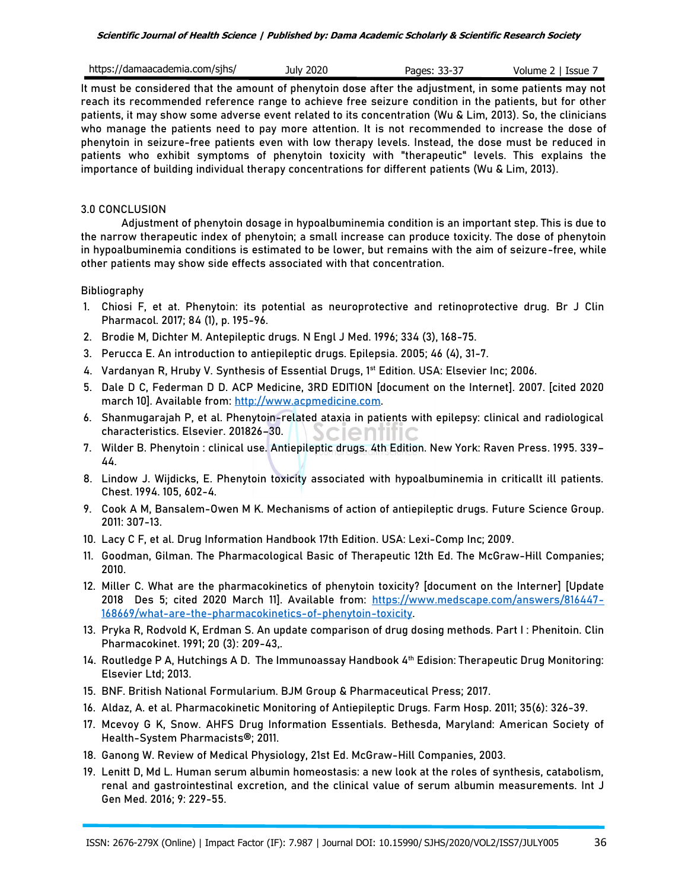It must be considered that the amount of phenytoin dose after the adjustment, in some patients may not reach its recommended reference range to achieve free seizure condition in the patients, but for other patients, it may show some adverse event related to its concentration (Wu & Lim, 2013). So, the clinicians who manage the patients need to pay more attention. It is not recommended to increase the dose of phenytoin in seizure-free patients even with low therapy levels. Instead, the dose must be reduced in patients who exhibit symptoms of phenytoin toxicity with "therapeutic" levels. This explains the importance of building individual therapy concentrations for different patients (Wu & Lim, 2013).

## 3.0 CONCLUSION

Adjustment of phenytoin dosage in hypoalbuminemia condition is an important step. This is due to the narrow therapeutic index of phenytoin; a small increase can produce toxicity. The dose of phenytoin in hypoalbuminemia conditions is estimated to be lower, but remains with the aim of seizure-free, while other patients may show side effects associated with that concentration.

## Bibliography

1. Chiosi F, et at. Phenytoin: its potential as neuroprotective and retinoprotective drug. Br J Clin Pharmacol. 2017; 84 (1), p. 195-96.
2. Brodie M, Dichter M. Antepileptic drugs. N Engl J Med. 1996; 334 (3), 168-75.
3. Perucca E. An introduction to antiepileptic drugs. Epilepsia. 2005; 46 (4), 31-7.
4. Vardanyan R, Hruby V. Synthesis of Essential Drugs, 1st Edition. USA: Elsevier Inc; 2006.
5. Dale D C, Federman D D. ACP Medicine, 3RD EDITION [document on the Internet]. 2007. [cited 2020 march 10]. Available from: http://www.acpmedicine.com.
6. Shanmugarajah P, et al. Phenytoin-related ataxia in patients with epilepsy: clinical and radiological characteristics. Elsevier. 201826–30.
7. Wilder B. Phenytoin : clinical use. Antiepileptic drugs. 4th Edition. New York: Raven Press. 1995. 339–44.
8. Lindow J. Wijdicks, E. Phenytoin toxicity associated with hypoalbuminemia in criticallt ill patients. Chest. 1994. 105, 602-4.
9. Cook A M, Bansalem-Owen M K. Mechanisms of action of antiepileptic drugs. Future Science Group. 2011: 307-13.
10. Lacy C F, et al. Drug Information Handbook 17th Edition. USA: Lexi-Comp Inc; 2009.
11. Goodman, Gilman. The Pharmacological Basic of Therapeutic 12th Ed. The McGraw-Hill Companies; 2010.
12. Miller C. What are the pharmacokinetics of phenytoin toxicity? [document on the Interner] [Update 2018 Des 5; cited 2020 March 11]. Available from: https://www.medscape.com/answers/816447-168669/what-are-the-pharmacokinetics-of-phenytoin-toxicity.
13. Pryka R, Rodvold K, Erdman S. An update comparison of drug dosing methods. Part I : Phenitoin. Clin Pharmacokinet. 1991; 20 (3): 209-43,.
14. Routledge P A, Hutchings A D. The Immunoassay Handbook 4th Edision: Therapeutic Drug Monitoring: Elsevier Ltd; 2013.
15. BNF. British National Formularium. BJM Group & Pharmaceutical Press; 2017.
16. Aldaz, A. et al. Pharmacokinetic Monitoring of Antiepileptic Drugs. Farm Hosp. 2011; 35(6): 326-39.
17. Mcevoy G K, Snow. AHFS Drug Information Essentials. Bethesda, Maryland: American Society of Health-System Pharmacists®; 2011.
18. Ganong W. Review of Medical Physiology, 21st Ed. McGraw-Hill Companies, 2003.
19. Lenitt D, Md L. Human serum albumin homeostasis: a new look at the roles of synthesis, catabolism, renal and gastrointestinal excretion, and the clinical value of serum albumin measurements. Int J Gen Med. 2016; 9: 229-55.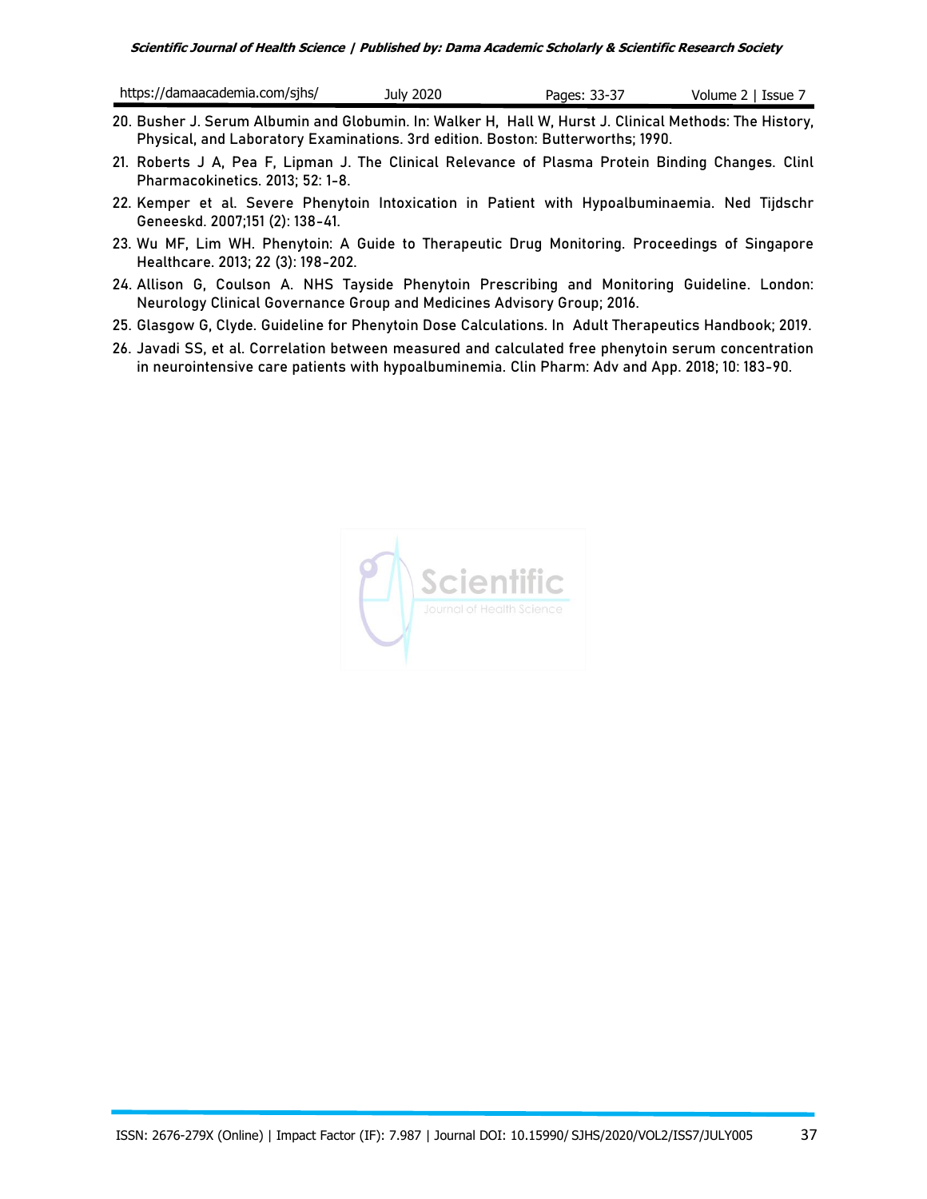20. Busher J. Serum Albumin and Globumin. In: Walker H, Hall W, Hurst J. Clinical Methods: The History, Physical, and Laboratory Examinations. 3rd edition. Boston: Butterworths; 1990.
21. Roberts J A, Pea F, Lipman J. The Clinical Relevance of Plasma Protein Binding Changes. Clinl Pharmacokinetics. 2013; 52: 1-8.
22. Kemper et al. Severe Phenytoin Intoxication in Patient with Hypoalbuminaemia. Ned Tijdschr Geneeskd. 2007;151 (2): 138-41.
23. Wu MF, Lim WH. Phenytoin: A Guide to Therapeutic Drug Monitoring. Proceedings of Singapore Healthcare. 2013; 22 (3): 198-202.
24. Allison G, Coulson A. NHS Tayside Phenytoin Prescribing and Monitoring Guideline. London: Neurology Clinical Governance Group and Medicines Advisory Group; 2016.
25. Glasgow G, Clyde. Guideline for Phenytoin Dose Calculations. In Adult Therapeutics Handbook; 2019.
26. Javadi SS, et al. Correlation between measured and calculated free phenytoin serum concentration in neurointensive care patients with hypoalbuminemia. Clin Pharm: Adv and App. 2018; 10: 183-90.